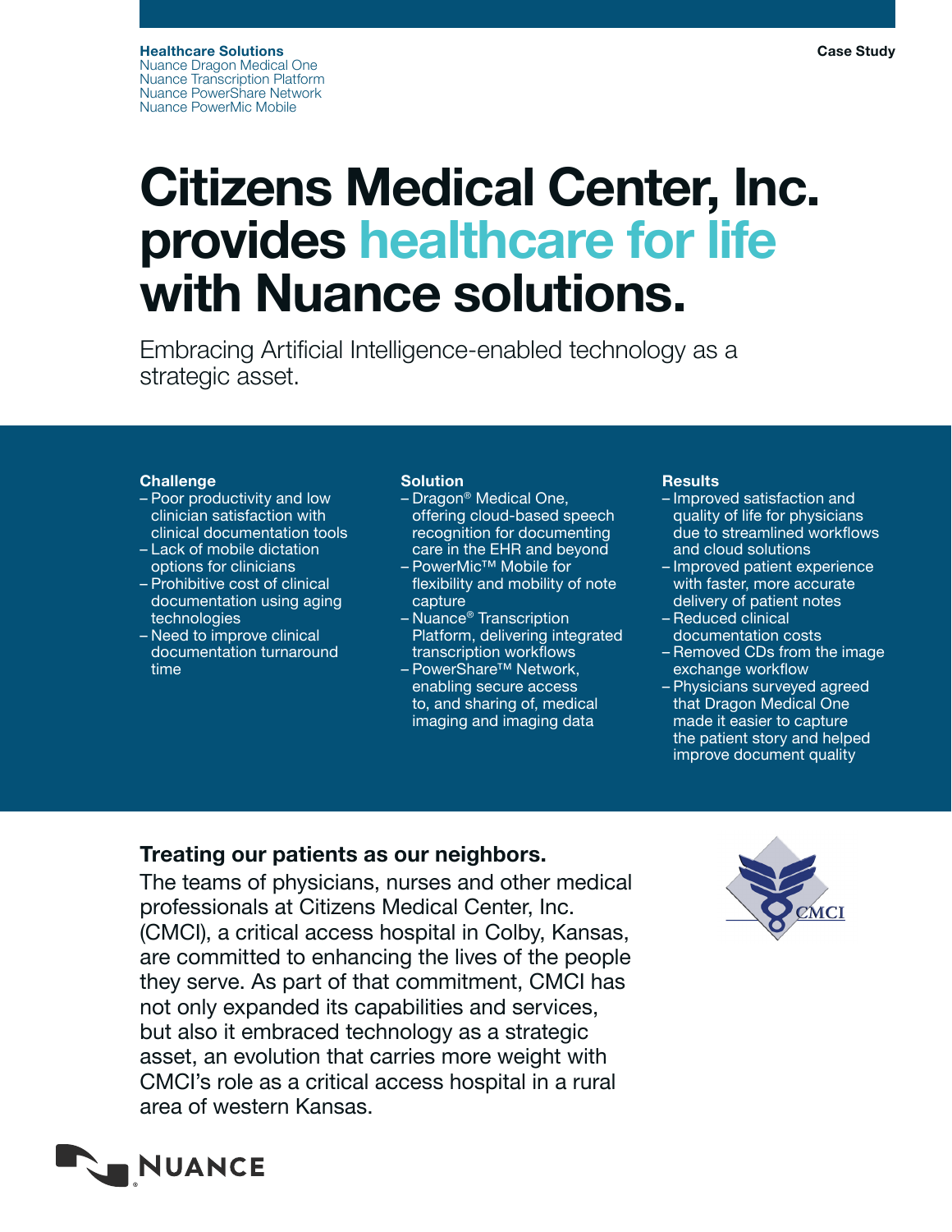**Healthcare Solutions**
Nuance Dragon Medical One
Nuance Transcription Platform
Nuance PowerShare Network
Nuance PowerMic Mobile

Case Study

# Citizens Medical Center, Inc. provides healthcare for life with Nuance solutions.

Embracing Artificial Intelligence-enabled technology as a strategic asset.

**Challenge**

- Poor productivity and low clinician satisfaction with clinical documentation tools
- Lack of mobile dictation options for clinicians
- Prohibitive cost of clinical documentation using aging technologies
- Need to improve clinical documentation turnaround time

**Solution**

- Dragon® Medical One, offering cloud-based speech recognition for documenting care in the EHR and beyond
- PowerMic™ Mobile for flexibility and mobility of note capture
- Nuance® Transcription Platform, delivering integrated transcription workflows
- PowerShare™ Network, enabling secure access to, and sharing of, medical imaging and imaging data

**Results**

- Improved satisfaction and quality of life for physicians due to streamlined workflows and cloud solutions
- Improved patient experience with faster, more accurate delivery of patient notes
- Reduced clinical documentation costs
- Removed CDs from the image exchange workflow
- Physicians surveyed agreed that Dragon Medical One made it easier to capture the patient story and helped improve document quality

## Treating our patients as our neighbors.

The teams of physicians, nurses and other medical professionals at Citizens Medical Center, Inc. (CMCI), a critical access hospital in Colby, Kansas, are committed to enhancing the lives of the people they serve. As part of that commitment, CMCI has not only expanded its capabilities and services, but also it embraced technology as a strategic asset, an evolution that carries more weight with CMCI's role as a critical access hospital in a rural area of western Kansas.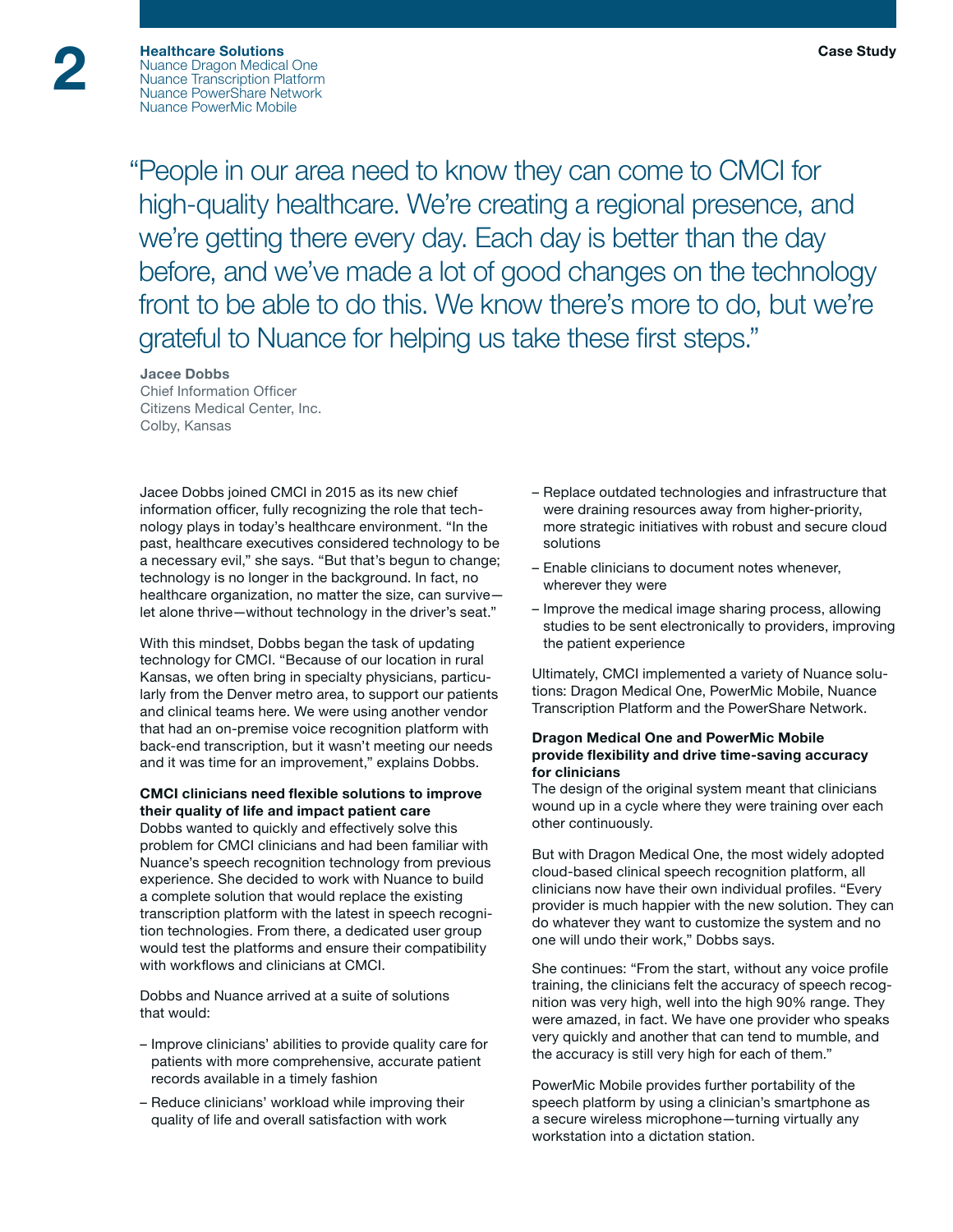**Healthcare Solutions**
Nuance Dragon Medical One
Nuance Transcription Platform
Nuance PowerShare Network
Nuance PowerMic Mobile

> "People in our area need to know they can come to CMCI for high-quality healthcare. We're creating a regional presence, and we're getting there every day. Each day is better than the day before, and we've made a lot of good changes on the technology front to be able to do this. We know there's more to do, but we're grateful to Nuance for helping us take these first steps."

**Jacee Dobbs**
Chief Information Officer
Citizens Medical Center, Inc.
Colby, Kansas

Jacee Dobbs joined CMCI in 2015 as its new chief information officer, fully recognizing the role that technology plays in today's healthcare environment. "In the past, healthcare executives considered technology to be a necessary evil," she says. "But that's begun to change; technology is no longer in the background. In fact, no healthcare organization, no matter the size, can survive—let alone thrive—without technology in the driver's seat."

With this mindset, Dobbs began the task of updating technology for CMCI. "Because of our location in rural Kansas, we often bring in specialty physicians, particularly from the Denver metro area, to support our patients and clinical teams here. We were using another vendor that had an on-premise voice recognition platform with back-end transcription, but it wasn't meeting our needs and it was time for an improvement," explains Dobbs.

**CMCI clinicians need flexible solutions to improve their quality of life and impact patient care**

Dobbs wanted to quickly and effectively solve this problem for CMCI clinicians and had been familiar with Nuance's speech recognition technology from previous experience. She decided to work with Nuance to build a complete solution that would replace the existing transcription platform with the latest in speech recognition technologies. From there, a dedicated user group would test the platforms and ensure their compatibility with workflows and clinicians at CMCI.

Dobbs and Nuance arrived at a suite of solutions that would:

- Improve clinicians' abilities to provide quality care for patients with more comprehensive, accurate patient records available in a timely fashion
- Reduce clinicians' workload while improving their quality of life and overall satisfaction with work
- Replace outdated technologies and infrastructure that were draining resources away from higher-priority, more strategic initiatives with robust and secure cloud solutions
- Enable clinicians to document notes whenever, wherever they were
- Improve the medical image sharing process, allowing studies to be sent electronically to providers, improving the patient experience

Ultimately, CMCI implemented a variety of Nuance solutions: Dragon Medical One, PowerMic Mobile, Nuance Transcription Platform and the PowerShare Network.

**Dragon Medical One and PowerMic Mobile provide flexibility and drive time-saving accuracy for clinicians**

The design of the original system meant that clinicians wound up in a cycle where they were training over each other continuously.

But with Dragon Medical One, the most widely adopted cloud-based clinical speech recognition platform, all clinicians now have their own individual profiles. "Every provider is much happier with the new solution. They can do whatever they want to customize the system and no one will undo their work," Dobbs says.

She continues: "From the start, without any voice profile training, the clinicians felt the accuracy of speech recognition was very high, well into the high 90% range. They were amazed, in fact. We have one provider who speaks very quickly and another that can tend to mumble, and the accuracy is still very high for each of them."

PowerMic Mobile provides further portability of the speech platform by using a clinician's smartphone as a secure wireless microphone—turning virtually any workstation into a dictation station.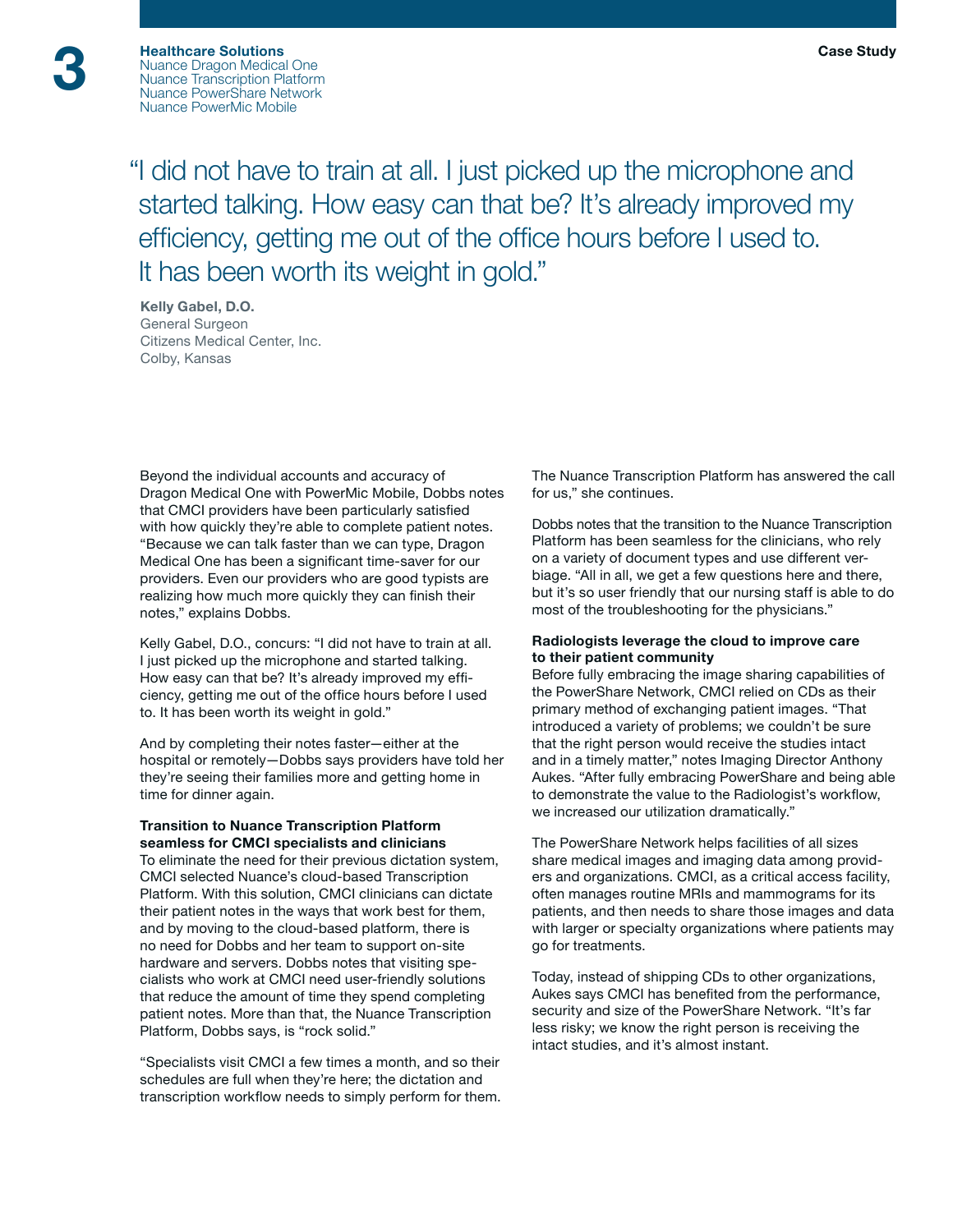**Healthcare Solutions**
Nuance Dragon Medical One
Nuance Transcription Platform
Nuance PowerShare Network
Nuance PowerMic Mobile

> "I did not have to train at all. I just picked up the microphone and started talking. How easy can that be? It's already improved my efficiency, getting me out of the office hours before I used to. It has been worth its weight in gold."

**Kelly Gabel, D.O.**
General Surgeon
Citizens Medical Center, Inc.
Colby, Kansas

Beyond the individual accounts and accuracy of Dragon Medical One with PowerMic Mobile, Dobbs notes that CMCI providers have been particularly satisfied with how quickly they're able to complete patient notes. "Because we can talk faster than we can type, Dragon Medical One has been a significant time-saver for our providers. Even our providers who are good typists are realizing how much more quickly they can finish their notes," explains Dobbs.

Kelly Gabel, D.O., concurs: "I did not have to train at all. I just picked up the microphone and started talking. How easy can that be? It's already improved my efficiency, getting me out of the office hours before I used to. It has been worth its weight in gold."

And by completing their notes faster—either at the hospital or remotely—Dobbs says providers have told her they're seeing their families more and getting home in time for dinner again.

**Transition to Nuance Transcription Platform seamless for CMCI specialists and clinicians**

To eliminate the need for their previous dictation system, CMCI selected Nuance's cloud-based Transcription Platform. With this solution, CMCI clinicians can dictate their patient notes in the ways that work best for them, and by moving to the cloud-based platform, there is no need for Dobbs and her team to support on-site hardware and servers. Dobbs notes that visiting specialists who work at CMCI need user-friendly solutions that reduce the amount of time they spend completing patient notes. More than that, the Nuance Transcription Platform, Dobbs says, is "rock solid."

"Specialists visit CMCI a few times a month, and so their schedules are full when they're here; the dictation and transcription workflow needs to simply perform for them. The Nuance Transcription Platform has answered the call for us," she continues.

Dobbs notes that the transition to the Nuance Transcription Platform has been seamless for the clinicians, who rely on a variety of document types and use different verbiage. "All in all, we get a few questions here and there, but it's so user friendly that our nursing staff is able to do most of the troubleshooting for the physicians."

**Radiologists leverage the cloud to improve care to their patient community**

Before fully embracing the image sharing capabilities of the PowerShare Network, CMCI relied on CDs as their primary method of exchanging patient images. "That introduced a variety of problems; we couldn't be sure that the right person would receive the studies intact and in a timely matter," notes Imaging Director Anthony Aukes. "After fully embracing PowerShare and being able to demonstrate the value to the Radiologist's workflow, we increased our utilization dramatically."

The PowerShare Network helps facilities of all sizes share medical images and imaging data among providers and organizations. CMCI, as a critical access facility, often manages routine MRIs and mammograms for its patients, and then needs to share those images and data with larger or specialty organizations where patients may go for treatments.

Today, instead of shipping CDs to other organizations, Aukes says CMCI has benefited from the performance, security and size of the PowerShare Network. "It's far less risky; we know the right person is receiving the intact studies, and it's almost instant.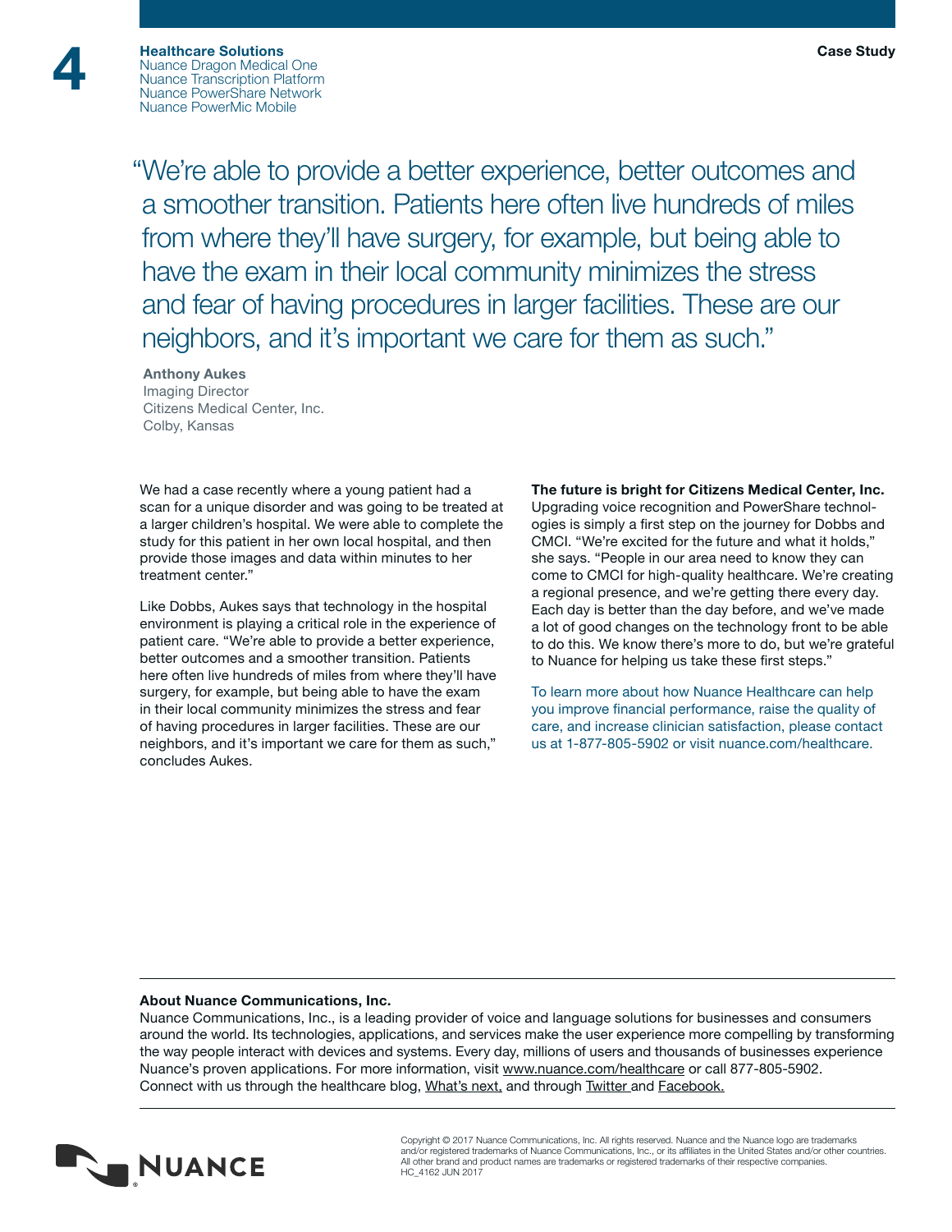**Healthcare Solutions**
Nuance Dragon Medical One
Nuance Transcription Platform
Nuance PowerShare Network
Nuance PowerMic Mobile

> "We're able to provide a better experience, better outcomes and a smoother transition. Patients here often live hundreds of miles from where they'll have surgery, for example, but being able to have the exam in their local community minimizes the stress and fear of having procedures in larger facilities. These are our neighbors, and it's important we care for them as such."

**Anthony Aukes**
Imaging Director
Citizens Medical Center, Inc.
Colby, Kansas

We had a case recently where a young patient had a scan for a unique disorder and was going to be treated at a larger children's hospital. We were able to complete the study for this patient in her own local hospital, and then provide those images and data within minutes to her treatment center."

Like Dobbs, Aukes says that technology in the hospital environment is playing a critical role in the experience of patient care. "We're able to provide a better experience, better outcomes and a smoother transition. Patients here often live hundreds of miles from where they'll have surgery, for example, but being able to have the exam in their local community minimizes the stress and fear of having procedures in larger facilities. These are our neighbors, and it's important we care for them as such," concludes Aukes.

**The future is bright for Citizens Medical Center, Inc.**
Upgrading voice recognition and PowerShare technologies is simply a first step on the journey for Dobbs and CMCI. "We're excited for the future and what it holds," she says. "People in our area need to know they can come to CMCI for high-quality healthcare. We're creating a regional presence, and we're getting there every day. Each day is better than the day before, and we've made a lot of good changes on the technology front to be able to do this. We know there's more to do, but we're grateful to Nuance for helping us take these first steps."

To learn more about how Nuance Healthcare can help you improve financial performance, raise the quality of care, and increase clinician satisfaction, please contact us at 1-877-805-5902 or visit nuance.com/healthcare.

**About Nuance Communications, Inc.**
Nuance Communications, Inc., is a leading provider of voice and language solutions for businesses and consumers around the world. Its technologies, applications, and services make the user experience more compelling by transforming the way people interact with devices and systems. Every day, millions of users and thousands of businesses experience Nuance's proven applications. For more information, visit www.nuance.com/healthcare or call 877-805-5902. Connect with us through the healthcare blog, What's next, and through Twitter and Facebook.

Copyright © 2017 Nuance Communications, Inc. All rights reserved. Nuance and the Nuance logo are trademarks and/or registered trademarks of Nuance Communications, Inc., or its affiliates in the United States and/or other countries. All other brand and product names are trademarks or registered trademarks of their respective companies.
HC_4162 JUN 2017